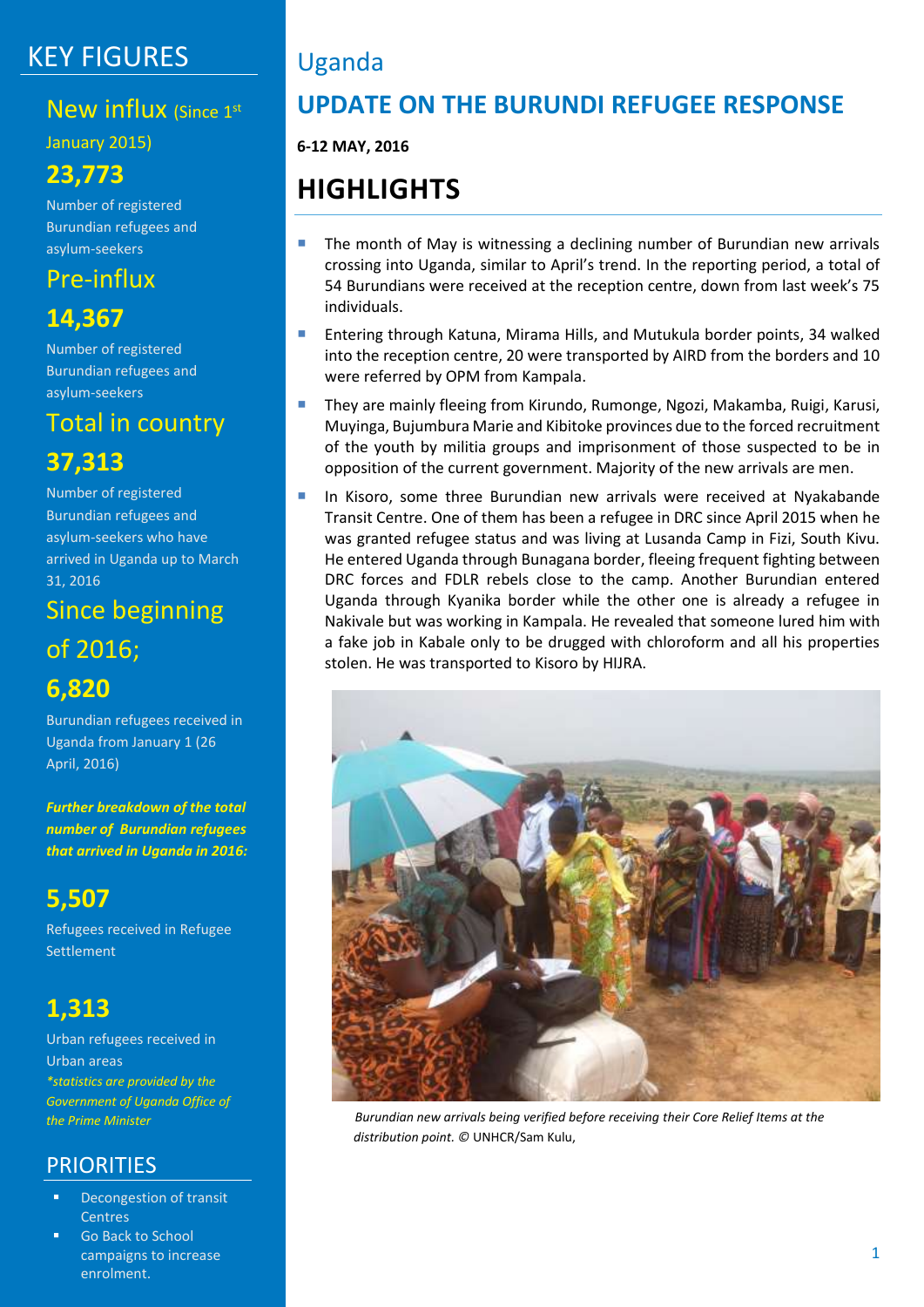# Uganda

## UPDATE ON THE BURUNDI REFUGEE RESPONSE

**6-12 MAY, 2016**

## HIGHLIGHTS

- The month of May is witnessing a declining number of Burundian new arrivals crossing into Uganda, similar to April's trend. In the reporting period, a total of 54 Burundians were received at the reception centre, down from last week's 75 individuals.
- Entering through Katuna, Mirama Hills, and Mutukula border points, 34 walked into the reception centre, 20 were transported by AIRD from the borders and 10 were referred by OPM from Kampala.
- They are mainly fleeing from Kirundo, Rumonge, Ngozi, Makamba, Ruigi, Karusi, Muyinga, Bujumbura Marie and Kibitoke provinces due to the forced recruitment of the youth by militia groups and imprisonment of those suspected to be in opposition of the current government. Majority of the new arrivals are men.
- In Kisoro, some three Burundian new arrivals were received at Nyakabande Transit Centre. One of them has been a refugee in DRC since April 2015 when he was granted refugee status and was living at Lusanda Camp in Fizi, South Kivu. He entered Uganda through Bunagana border, fleeing frequent fighting between DRC forces and FDLR rebels close to the camp. Another Burundian entered Uganda through Kyanika border while the other one is already a refugee in Nakivale but was working in Kampala. He revealed that someone lured him with a fake job in Kabale only to be drugged with chloroform and all his properties stolen. He was transported to Kisoro by HIJRA.

*Burundian new arrivals being verified before receiving their Core Relief Items at the distribution point.* © UNHCR/Sam Kulu,

## KEY FIGURES

### New influx (Since 1st January 2015)

**23,773**

Number of registered Burundian refugees and asylum-seekers

### Pre-influx

**14,367**

Number of registered Burundian refugees and asylum-seekers

### Total in country

**37,313**

Number of registered Burundian refugees and asylum-seekers who have arrived in Uganda up to March 31, 2016

### Since beginning of 2016;

**6,820**

Burundian refugees received in Uganda from January 1 (26 April, 2016)

***Further breakdown of the total number of Burundian refugees that arrived in Uganda in 2016:***

**5,507**

Refugees received in Refugee Settlement

**1,313**

Urban refugees received in Urban areas

*\*statistics are provided by the Government of Uganda Office of the Prime Minister*

## PRIORITIES

- Decongestion of transit Centres
- Go Back to School campaigns to increase enrolment.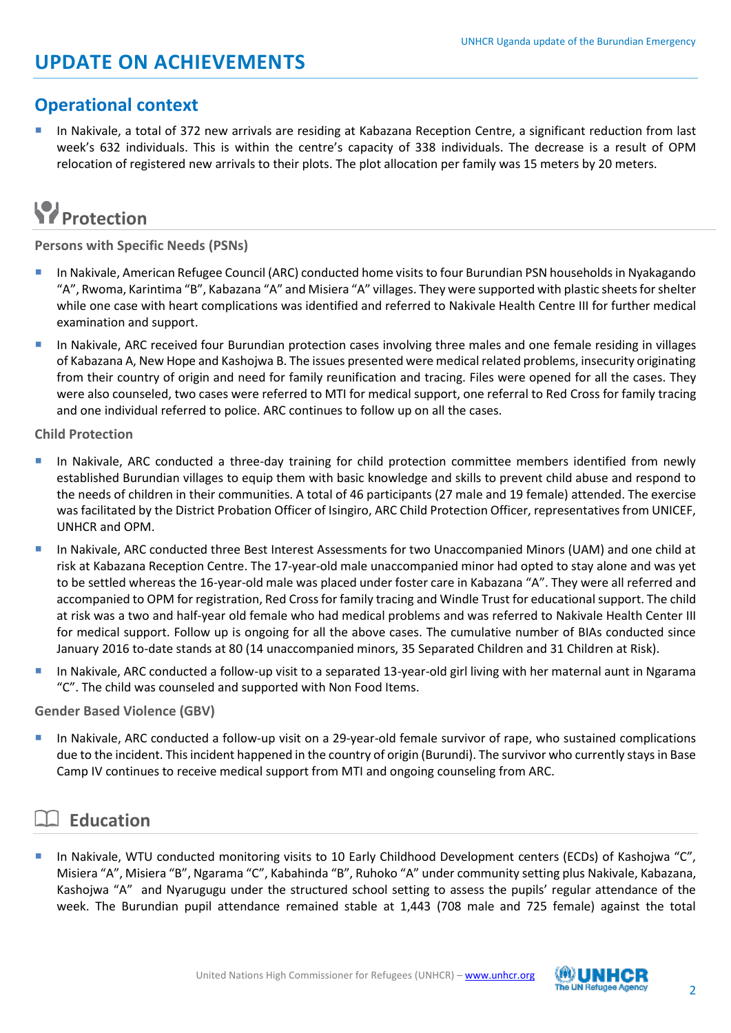# UPDATE ON ACHIEVEMENTS

## Operational context

- In Nakivale, a total of 372 new arrivals are residing at Kabazana Reception Centre, a significant reduction from last week's 632 individuals. This is within the centre's capacity of 338 individuals. The decrease is a result of OPM relocation of registered new arrivals to their plots. The plot allocation per family was 15 meters by 20 meters.

## Protection

### Persons with Specific Needs (PSNs)

- In Nakivale, American Refugee Council (ARC) conducted home visits to four Burundian PSN households in Nyakagando "A", Rwoma, Karintima "B", Kabazana "A" and Misiera "A" villages. They were supported with plastic sheets for shelter while one case with heart complications was identified and referred to Nakivale Health Centre III for further medical examination and support.
- In Nakivale, ARC received four Burundian protection cases involving three males and one female residing in villages of Kabazana A, New Hope and Kashojwa B. The issues presented were medical related problems, insecurity originating from their country of origin and need for family reunification and tracing. Files were opened for all the cases. They were also counseled, two cases were referred to MTI for medical support, one referral to Red Cross for family tracing and one individual referred to police. ARC continues to follow up on all the cases.

### Child Protection

- In Nakivale, ARC conducted a three-day training for child protection committee members identified from newly established Burundian villages to equip them with basic knowledge and skills to prevent child abuse and respond to the needs of children in their communities. A total of 46 participants (27 male and 19 female) attended. The exercise was facilitated by the District Probation Officer of Isingiro, ARC Child Protection Officer, representatives from UNICEF, UNHCR and OPM.
- In Nakivale, ARC conducted three Best Interest Assessments for two Unaccompanied Minors (UAM) and one child at risk at Kabazana Reception Centre. The 17-year-old male unaccompanied minor had opted to stay alone and was yet to be settled whereas the 16-year-old male was placed under foster care in Kabazana "A". They were all referred and accompanied to OPM for registration, Red Cross for family tracing and Windle Trust for educational support. The child at risk was a two and half-year old female who had medical problems and was referred to Nakivale Health Center III for medical support. Follow up is ongoing for all the above cases. The cumulative number of BIAs conducted since January 2016 to-date stands at 80 (14 unaccompanied minors, 35 Separated Children and 31 Children at Risk).
- In Nakivale, ARC conducted a follow-up visit to a separated 13-year-old girl living with her maternal aunt in Ngarama "C". The child was counseled and supported with Non Food Items.

### Gender Based Violence (GBV)

- In Nakivale, ARC conducted a follow-up visit on a 29-year-old female survivor of rape, who sustained complications due to the incident. This incident happened in the country of origin (Burundi). The survivor who currently stays in Base Camp IV continues to receive medical support from MTI and ongoing counseling from ARC.

## Education

- In Nakivale, WTU conducted monitoring visits to 10 Early Childhood Development centers (ECDs) of Kashojwa "C", Misiera "A", Misiera "B", Ngarama "C", Kabahinda "B", Ruhoko "A" under community setting plus Nakivale, Kabazana, Kashojwa "A" and Nyarugugu under the structured school setting to assess the pupils' regular attendance of the week. The Burundian pupil attendance remained stable at 1,443 (708 male and 725 female) against the total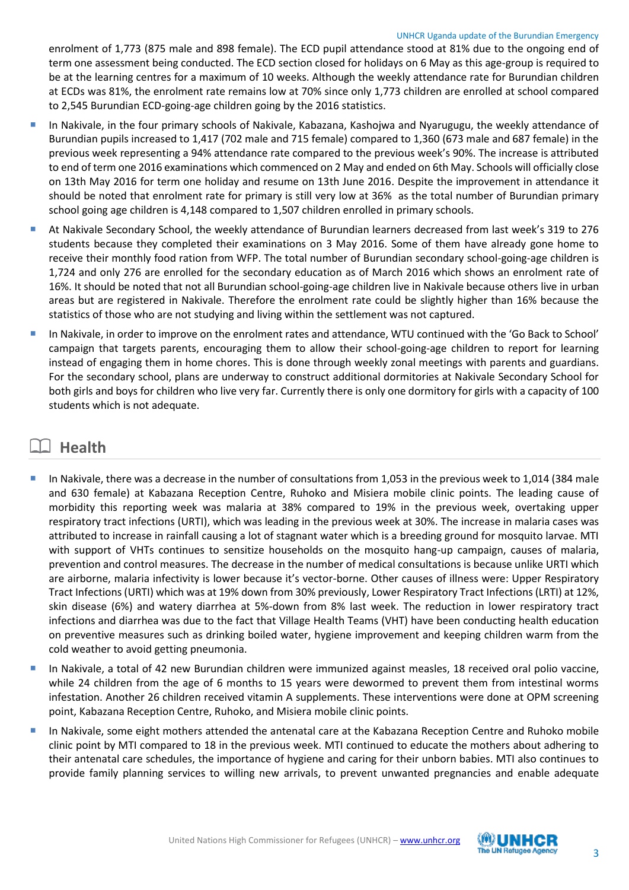enrolment of 1,773 (875 male and 898 female). The ECD pupil attendance stood at 81% due to the ongoing end of term one assessment being conducted. The ECD section closed for holidays on 6 May as this age-group is required to be at the learning centres for a maximum of 10 weeks. Although the weekly attendance rate for Burundian children at ECDs was 81%, the enrolment rate remains low at 70% since only 1,773 children are enrolled at school compared to 2,545 Burundian ECD-going-age children going by the 2016 statistics.

- In Nakivale, in the four primary schools of Nakivale, Kabazana, Kashojwa and Nyarugugu, the weekly attendance of Burundian pupils increased to 1,417 (702 male and 715 female) compared to 1,360 (673 male and 687 female) in the previous week representing a 94% attendance rate compared to the previous week's 90%. The increase is attributed to end of term one 2016 examinations which commenced on 2 May and ended on 6th May. Schools will officially close on 13th May 2016 for term one holiday and resume on 13th June 2016. Despite the improvement in attendance it should be noted that enrolment rate for primary is still very low at 36% as the total number of Burundian primary school going age children is 4,148 compared to 1,507 children enrolled in primary schools.
- At Nakivale Secondary School, the weekly attendance of Burundian learners decreased from last week's 319 to 276 students because they completed their examinations on 3 May 2016. Some of them have already gone home to receive their monthly food ration from WFP. The total number of Burundian secondary school-going-age children is 1,724 and only 276 are enrolled for the secondary education as of March 2016 which shows an enrolment rate of 16%. It should be noted that not all Burundian school-going-age children live in Nakivale because others live in urban areas but are registered in Nakivale. Therefore the enrolment rate could be slightly higher than 16% because the statistics of those who are not studying and living within the settlement was not captured.
- In Nakivale, in order to improve on the enrolment rates and attendance, WTU continued with the 'Go Back to School' campaign that targets parents, encouraging them to allow their school-going-age children to report for learning instead of engaging them in home chores. This is done through weekly zonal meetings with parents and guardians. For the secondary school, plans are underway to construct additional dormitories at Nakivale Secondary School for both girls and boys for children who live very far. Currently there is only one dormitory for girls with a capacity of 100 students which is not adequate.

## Health

- In Nakivale, there was a decrease in the number of consultations from 1,053 in the previous week to 1,014 (384 male and 630 female) at Kabazana Reception Centre, Ruhoko and Misiera mobile clinic points. The leading cause of morbidity this reporting week was malaria at 38% compared to 19% in the previous week, overtaking upper respiratory tract infections (URTI), which was leading in the previous week at 30%. The increase in malaria cases was attributed to increase in rainfall causing a lot of stagnant water which is a breeding ground for mosquito larvae. MTI with support of VHTs continues to sensitize households on the mosquito hang-up campaign, causes of malaria, prevention and control measures. The decrease in the number of medical consultations is because unlike URTI which are airborne, malaria infectivity is lower because it's vector-borne. Other causes of illness were: Upper Respiratory Tract Infections (URTI) which was at 19% down from 30% previously, Lower Respiratory Tract Infections (LRTI) at 12%, skin disease (6%) and watery diarrhea at 5%-down from 8% last week. The reduction in lower respiratory tract infections and diarrhea was due to the fact that Village Health Teams (VHT) have been conducting health education on preventive measures such as drinking boiled water, hygiene improvement and keeping children warm from the cold weather to avoid getting pneumonia.
- In Nakivale, a total of 42 new Burundian children were immunized against measles, 18 received oral polio vaccine, while 24 children from the age of 6 months to 15 years were dewormed to prevent them from intestinal worms infestation. Another 26 children received vitamin A supplements. These interventions were done at OPM screening point, Kabazana Reception Centre, Ruhoko, and Misiera mobile clinic points.
- In Nakivale, some eight mothers attended the antenatal care at the Kabazana Reception Centre and Ruhoko mobile clinic point by MTI compared to 18 in the previous week. MTI continued to educate the mothers about adhering to their antenatal care schedules, the importance of hygiene and caring for their unborn babies. MTI also continues to provide family planning services to willing new arrivals, to prevent unwanted pregnancies and enable adequate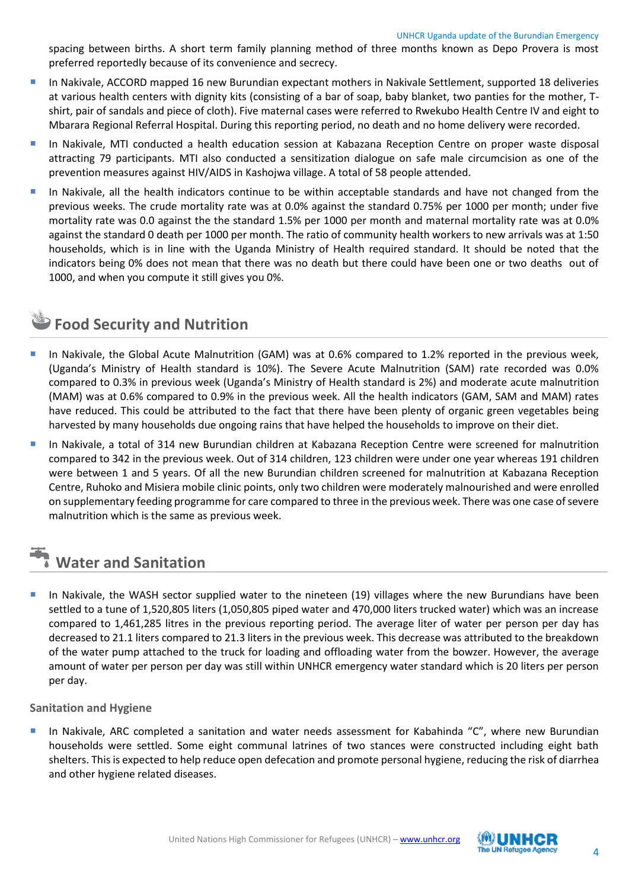spacing between births. A short term family planning method of three months known as Depo Provera is most preferred reportedly because of its convenience and secrecy.

- In Nakivale, ACCORD mapped 16 new Burundian expectant mothers in Nakivale Settlement, supported 18 deliveries at various health centers with dignity kits (consisting of a bar of soap, baby blanket, two panties for the mother, T-shirt, pair of sandals and piece of cloth). Five maternal cases were referred to Rwekubo Health Centre IV and eight to Mbarara Regional Referral Hospital. During this reporting period, no death and no home delivery were recorded.
- In Nakivale, MTI conducted a health education session at Kabazana Reception Centre on proper waste disposal attracting 79 participants. MTI also conducted a sensitization dialogue on safe male circumcision as one of the prevention measures against HIV/AIDS in Kashojwa village. A total of 58 people attended.
- In Nakivale, all the health indicators continue to be within acceptable standards and have not changed from the previous weeks. The crude mortality rate was at 0.0% against the standard 0.75% per 1000 per month; under five mortality rate was 0.0 against the the standard 1.5% per 1000 per month and maternal mortality rate was at 0.0% against the standard 0 death per 1000 per month. The ratio of community health workers to new arrivals was at 1:50 households, which is in line with the Uganda Ministry of Health required standard. It should be noted that the indicators being 0% does not mean that there was no death but there could have been one or two deaths out of 1000, and when you compute it still gives you 0%.

## Food Security and Nutrition

- In Nakivale, the Global Acute Malnutrition (GAM) was at 0.6% compared to 1.2% reported in the previous week, (Uganda's Ministry of Health standard is 10%). The Severe Acute Malnutrition (SAM) rate recorded was 0.0% compared to 0.3% in previous week (Uganda's Ministry of Health standard is 2%) and moderate acute malnutrition (MAM) was at 0.6% compared to 0.9% in the previous week. All the health indicators (GAM, SAM and MAM) rates have reduced. This could be attributed to the fact that there have been plenty of organic green vegetables being harvested by many households due ongoing rains that have helped the households to improve on their diet.
- In Nakivale, a total of 314 new Burundian children at Kabazana Reception Centre were screened for malnutrition compared to 342 in the previous week. Out of 314 children, 123 children were under one year whereas 191 children were between 1 and 5 years. Of all the new Burundian children screened for malnutrition at Kabazana Reception Centre, Ruhoko and Misiera mobile clinic points, only two children were moderately malnourished and were enrolled on supplementary feeding programme for care compared to three in the previous week. There was one case of severe malnutrition which is the same as previous week.

## Water and Sanitation

- In Nakivale, the WASH sector supplied water to the nineteen (19) villages where the new Burundians have been settled to a tune of 1,520,805 liters (1,050,805 piped water and 470,000 liters trucked water) which was an increase compared to 1,461,285 litres in the previous reporting period. The average liter of water per person per day has decreased to 21.1 liters compared to 21.3 liters in the previous week. This decrease was attributed to the breakdown of the water pump attached to the truck for loading and offloading water from the bowzer. However, the average amount of water per person per day was still within UNHCR emergency water standard which is 20 liters per person per day.

### Sanitation and Hygiene

- In Nakivale, ARC completed a sanitation and water needs assessment for Kabahinda "C", where new Burundian households were settled. Some eight communal latrines of two stances were constructed including eight bath shelters. This is expected to help reduce open defecation and promote personal hygiene, reducing the risk of diarrhea and other hygiene related diseases.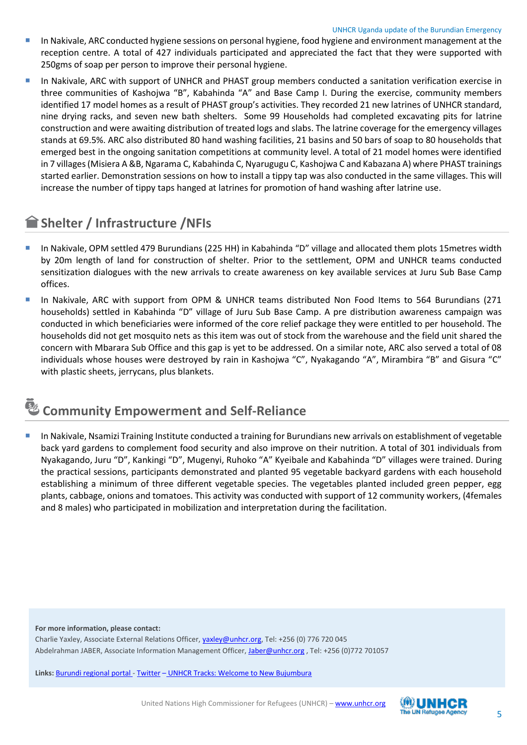- In Nakivale, ARC conducted hygiene sessions on personal hygiene, food hygiene and environment management at the reception centre. A total of 427 individuals participated and appreciated the fact that they were supported with 250gms of soap per person to improve their personal hygiene.
- In Nakivale, ARC with support of UNHCR and PHAST group members conducted a sanitation verification exercise in three communities of Kashojwa "B", Kabahinda "A" and Base Camp I. During the exercise, community members identified 17 model homes as a result of PHAST group's activities. They recorded 21 new latrines of UNHCR standard, nine drying racks, and seven new bath shelters. Some 99 Households had completed excavating pits for latrine construction and were awaiting distribution of treated logs and slabs. The latrine coverage for the emergency villages stands at 69.5%. ARC also distributed 80 hand washing facilities, 21 basins and 50 bars of soap to 80 households that emerged best in the ongoing sanitation competitions at community level. A total of 21 model homes were identified in 7 villages (Misiera A &B, Ngarama C, Kabahinda C, Nyarugugu C, Kashojwa C and Kabazana A) where PHAST trainings started earlier. Demonstration sessions on how to install a tippy tap was also conducted in the same villages. This will increase the number of tippy taps hanged at latrines for promotion of hand washing after latrine use.

## Shelter / Infrastructure /NFIs

- In Nakivale, OPM settled 479 Burundians (225 HH) in Kabahinda "D" village and allocated them plots 15metres width by 20m length of land for construction of shelter. Prior to the settlement, OPM and UNHCR teams conducted sensitization dialogues with the new arrivals to create awareness on key available services at Juru Sub Base Camp offices.
- In Nakivale, ARC with support from OPM & UNHCR teams distributed Non Food Items to 564 Burundians (271 households) settled in Kabahinda "D" village of Juru Sub Base Camp. A pre distribution awareness campaign was conducted in which beneficiaries were informed of the core relief package they were entitled to per household. The households did not get mosquito nets as this item was out of stock from the warehouse and the field unit shared the concern with Mbarara Sub Office and this gap is yet to be addressed. On a similar note, ARC also served a total of 08 individuals whose houses were destroyed by rain in Kashojwa "C", Nyakagando "A", Mirambira "B" and Gisura "C" with plastic sheets, jerrycans, plus blankets.

## Community Empowerment and Self-Reliance

- In Nakivale, Nsamizi Training Institute conducted a training for Burundians new arrivals on establishment of vegetable back yard gardens to complement food security and also improve on their nutrition. A total of 301 individuals from Nyakagando, Juru "D", Kankingi "D", Mugenyi, Ruhoko "A" Kyeibale and Kabahinda "D" villages were trained. During the practical sessions, participants demonstrated and planted 95 vegetable backyard gardens with each household establishing a minimum of three different vegetable species. The vegetables planted included green pepper, egg plants, cabbage, onions and tomatoes. This activity was conducted with support of 12 community workers, (4females and 8 males) who participated in mobilization and interpretation during the facilitation.

**For more information, please contact:**
Charlie Yaxley, Associate External Relations Officer, yaxley@unhcr.org, Tel: +256 (0) 776 720 045
Abdelrahman JABER, Associate Information Management Officer, Jaber@unhcr.org , Tel: +256 (0)772 701057

**Links:** Burundi regional portal - Twitter – UNHCR Tracks: Welcome to New Bujumbura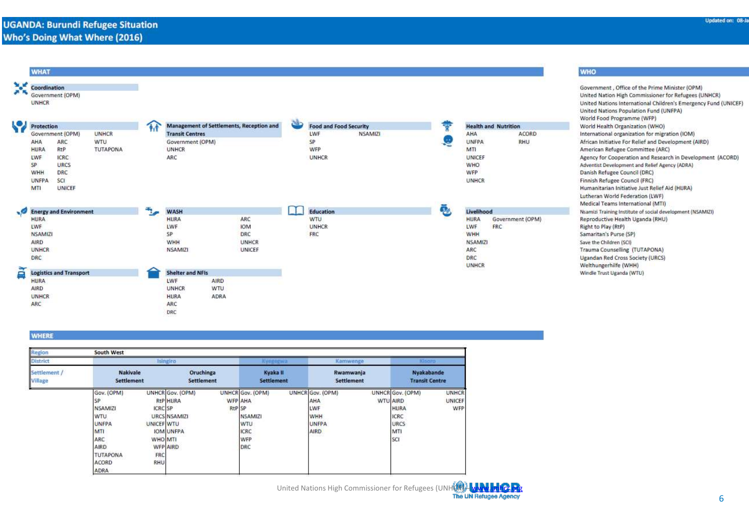# UGANDA: Burundi Refugee Situation
## Who's Doing What Where (2016)

Updated on: 08-Ja

## WHAT

**Coordination**
- Government (OPM)
- UNHCR

**Protection**

| | | |
|---|---|---|
| Government (OPM) | | UNHCR |
| AHA | ARC | WTU |
| HIJRA | RtP | TUTAPONA |
| LWF | ICRC | |
| SP | URCS | |
| WHH | DRC | |
| UNFPA | SCI | |
| MTI | UNICEF | |

**Management of Settlements, Reception and Transit Centres**
- Government (OPM)
- UNHCR
- ARC

**Food and Food Security**
- LWF
- NSAMIZI
- SP
- WFP
- UNHCR

**Health and Nutrition**
- AHA
- ACORD
- UNFPA
- RHU
- MTI
- UNICEF
- WHO
- WFP
- UNHCR

**Energy and Environment**
- HIJRA
- LWF
- NSAMIZI
- AIRD
- UNHCR
- DRC

**WASH**
- HIJRA
- ARC
- LWF
- IOM
- SP
- DRC
- WHH
- UNHCR
- NSAMIZI
- UNICEF

**Education**
- WTU
- UNHCR
- FRC

**Livelihood**
- HIJRA
- Government (OPM)
- LWF
- FRC
- WHH
- NSAMIZI
- ARC
- DRC
- UNHCR

**Logistics and Transport**
- HIJRA
- AIRD
- UNHCR
- ARC

**Shelter and NFIs**
- LWF
- AIRD
- UNHCR
- WTU
- HIJRA
- ADRA
- ARC
- DRC

## WHO

- Government , Office of the Prime Minister (OPM)
- United Nation High Commissioner for Refugees (UNHCR)
- United Nations International Children's Emergency Fund (UNICEF)
- United Nations Population Fund (UNFPA)
- World Food Programme (WFP)
- World Health Organization (WHO)
- International organization for migration (IOM)
- African Initiative For Relief and Development (AIRD)
- American Refugee Committee (ARC)
- Agency for Cooperation and Research in Development (ACORD)
- Adventist Development and Relief Agency (ADRA)
- Danish Refugee Council (DRC)
- Finnish Refugee Council (FRC)
- Humanitarian Initiative Just Relief Aid (HIJRA)
- Lutheran World Federation (LWF)
- Medical Teams International (MTI)
- Nsamizi Training Institute of social development (NSAMIZI)
- Reproductive Health Uganda (RHU)
- Right to Play (RtP)
- Samaritan's Purse (SP)
- Save the Children (SCI)
- Trauma Counselling (TUTAPONA)
- Ugandan Red Cross Society (URCS)
- Welthungerhilfe (WHH)
- Windle Trust Uganda (WTU)

## WHERE

| Region | South West | | | | |
|---|---|---|---|---|---|
| District | Isingiro | | Kyegegwa | Kamwenge | Kisoro |
| Settlement / Village | Nakivale Settlement | Oruchinga Settlement | Kyaka II Settlement | Rwamwanja Settlement | Nyakabande Transit Centre |
| | Gov. (OPM), UNHCR, SP, RtP, NSAMIZI, ICRC, WTU, URCS, UNFPA, UNICEF, MTI, IOM, ARC, WHO, AIRD, WFP, TUTAPONA, FRC, ACORD, RHU, ADRA | Gov. (OPM), UNHCR, HIJRA, WFP, SP, RtP, NSAMIZI, WTU, UNFPA, MTI, AIRD | Gov. (OPM), UNHCR, AHA, SP, NSAMIZI, WTU, ICRC, WFP, DRC | Gov. (OPM), UNHCR, AHA, WTU, LWF, WHH, UNFPA, AIRD | Gov. (OPM), UNHCR, AIRD, UNICEF, HIJRA, WFP, ICRC, URCS, MTI, SCI |

United Nations High Commissioner for Refugees (UNHCR) www.unhcr.org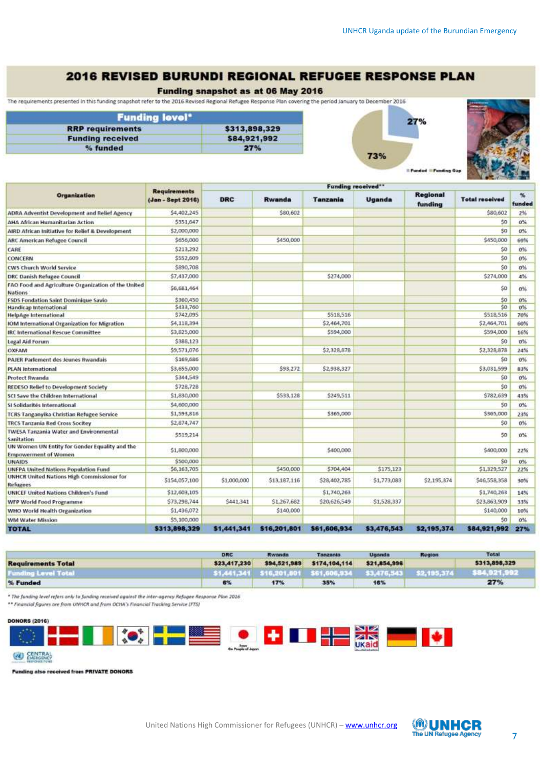# 2016 REVISED BURUNDI REGIONAL REFUGEE RESPONSE PLAN

## Funding snapshot as at 06 May 2016

The requirements presented in this funding snapshot refer to the 2016 Revised Regional Refugee Response Plan covering the period January to December 2016

| Funding level* | |
|---|---|
| RRP requirements | $313,898,329 |
| Funding received | $84,921,992 |
| % funded | 27% |

27%

73%

Funded  Funding Gap

| Organization | Requirements (Jan - Sept 2016) | Funding received** | | | | | | |
|---|---|---|---|---|---|---|---|---|
| | | DRC | Rwanda | Tanzania | Uganda | Regional funding | Total received | % funded |
| ADRA Adventist Development and Relief Agency | $4,402,245 | | $80,602 | | | | $80,602 | 2% |
| AHA African Humanitarian Action | $351,647 | | | | | | $0 | 0% |
| AIRD African Initiative for Relief & Development | $2,000,000 | | | | | | $0 | 0% |
| ARC American Refugee Council | $656,000 | | $450,000 | | | | $450,000 | 69% |
| CARE | $213,292 | | | | | | $0 | 0% |
| CONCERN | $552,609 | | | | | | $0 | 0% |
| CWS Church World Service | $890,708 | | | | | | $0 | 0% |
| DRC Danish Refugee Council | $7,437,000 | | | $274,000 | | | $274,000 | 4% |
| FAO Food and Agriculture Organization of the United Nations | $6,681,464 | | | | | | $0 | 0% |
| FSDS Fondation Saint Dominique Savio | $360,450 | | | | | | $0 | 0% |
| Handicap International | $433,760 | | | | | | $0 | 0% |
| HelpAge International | $742,095 | | | $518,516 | | | $518,516 | 70% |
| IOM International Organization for Migration | $4,118,394 | | | $2,464,701 | | | $2,464,701 | 60% |
| IRC International Rescue Committee | $3,825,000 | | | $594,000 | | | $594,000 | 16% |
| Legal Aid Forum | $388,123 | | | | | | $0 | 0% |
| OXFAM | $9,571,076 | | | $2,328,878 | | | $2,328,878 | 24% |
| PAJER Parlement des Jeunes Rwandais | $169,686 | | | | | | $0 | 0% |
| PLAN International | $3,655,000 | | $93,272 | $2,938,327 | | | $3,031,599 | 83% |
| Protect Rwanda | $344,549 | | | | | | $0 | 0% |
| REDESO Relief to Development Society | $728,728 | | | | | | $0 | 0% |
| SCI Save the Children International | $1,830,000 | | $533,128 | $249,511 | | | $782,639 | 43% |
| SI Solidarités International | $4,600,000 | | | | | | $0 | 0% |
| TCRS Tanganyika Christian Refugee Service | $1,593,816 | | | $365,000 | | | $365,000 | 23% |
| TRCS Tanzania Red Cross Socitey | $2,874,747 | | | | | | $0 | 0% |
| TWESA Tanzania Water and Environmental Sanitation | $519,214 | | | | | | $0 | 0% |
| UN Women UN Entity for Gender Equality and the Empowerment of Women | $1,800,000 | | | $400,000 | | | $400,000 | 22% |
| UNAIDS | $500,000 | | | | | | $0 | 0% |
| UNFPA United Nations Population Fund | $6,163,705 | | $450,000 | $704,404 | $175,123 | | $1,329,527 | 22% |
| UNHCR United Nations High Commissioner for Refugees | $154,057,100 | $1,000,000 | $13,187,116 | $28,402,785 | $1,773,083 | $2,195,374 | $46,558,358 | 30% |
| UNICEF United Nations Children's Fund | $12,603,105 | | | $1,740,263 | | | $1,740,263 | 14% |
| WFP World Food Programme | $73,298,744 | $441,341 | $1,267,682 | $20,626,549 | $1,528,337 | | $23,863,909 | 33% |
| WHO World Health Organization | $1,436,072 | | $140,000 | | | | $140,000 | 10% |
| WM Water Mission | $5,100,000 | | | | | | $0 | 0% |
| **TOTAL** | **$313,898,329** | **$1,441,341** | **$16,201,801** | **$61,606,934** | **$3,476,543** | **$2,195,374** | **$84,921,992** | **27%** |

| | DRC | Rwanda | Tanzania | Uganda | Region | Total |
|---|---|---|---|---|---|---|
| **Requirements Total** | $23,417,230 | $94,521,989 | $174,104,114 | $21,854,996 | | $313,898,329 |
| **Funding Level Total** | $1,441,341 | $16,201,801 | $61,606,934 | $3,476,543 | $2,195,374 | $84,921,992 |
| **% Funded** | 6% | 17% | 35% | 16% | | 27% |

*\* The funding level refers only to funding received against the inter-agency Refugee Response Plan 2016*

*\*\* Financial figures are from UNHCR and from OCHA's Financial Tracking Service (FTS)*

**DONORS (2016)**

CENTRAL EMERGENCY RESPONSE FUND

**Funding also received from PRIVATE DONORS**